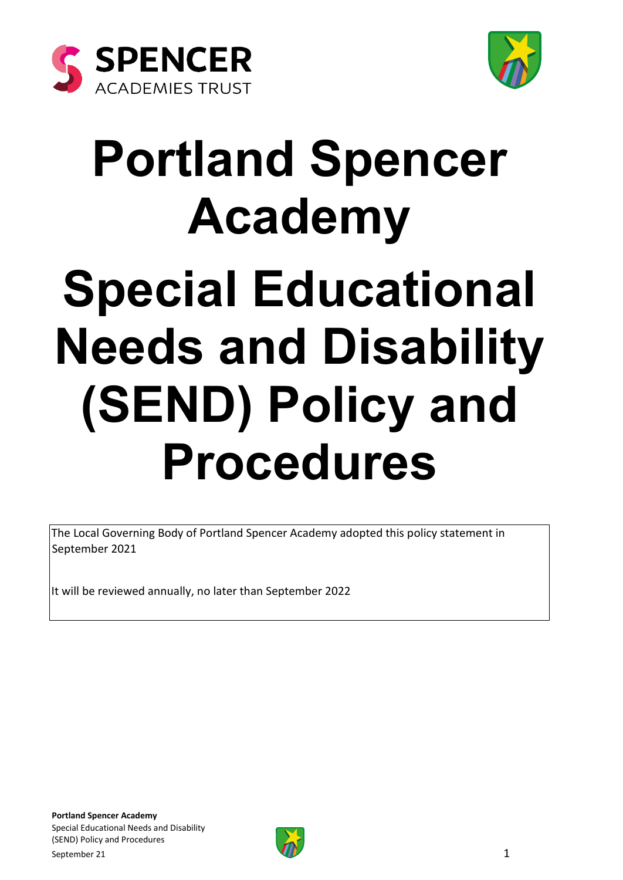SPENCER
ACADEMIES TRUST

# Portland Spencer Academy

# Special Educational Needs and Disability (SEND) Policy and Procedures

The Local Governing Body of Portland Spencer Academy adopted this policy statement in September 2021

It will be reviewed annually, no later than September 2022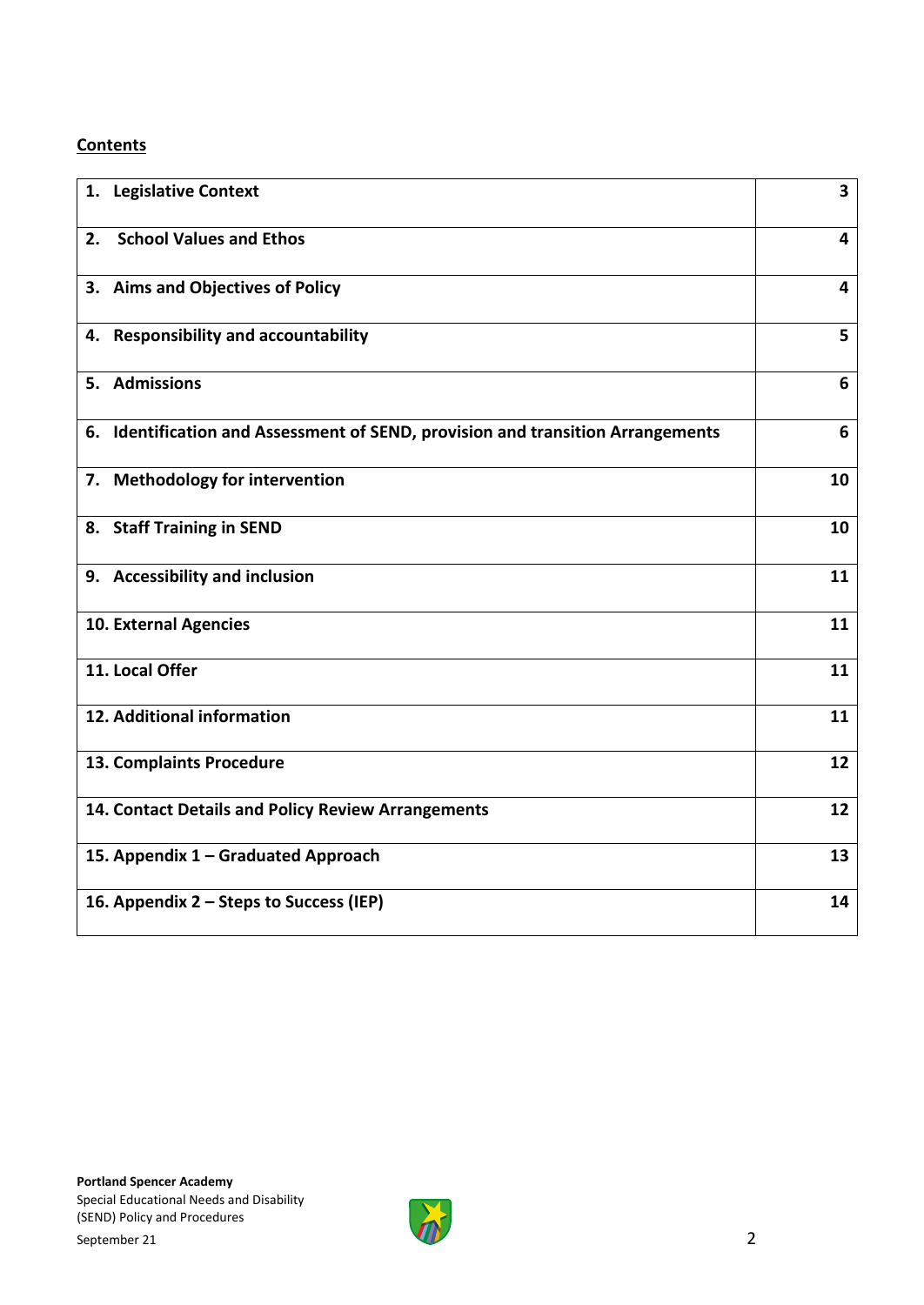**Contents**

| | |
|---|---|
| 1. **Legislative Context** | **3** |
| 2. **School Values and Ethos** | **4** |
| 3. **Aims and Objectives of Policy** | **4** |
| 4. **Responsibility and accountability** | **5** |
| 5. **Admissions** | **6** |
| 6. **Identification and Assessment of SEND, provision and transition Arrangements** | **6** |
| 7. **Methodology for intervention** | **10** |
| 8. **Staff Training in SEND** | **10** |
| 9. **Accessibility and inclusion** | **11** |
| **10. External Agencies** | **11** |
| **11. Local Offer** | **11** |
| **12. Additional information** | **11** |
| **13. Complaints Procedure** | **12** |
| **14. Contact Details and Policy Review Arrangements** | **12** |
| **15. Appendix 1 – Graduated Approach** | **13** |
| **16. Appendix 2 – Steps to Success (IEP)** | **14** |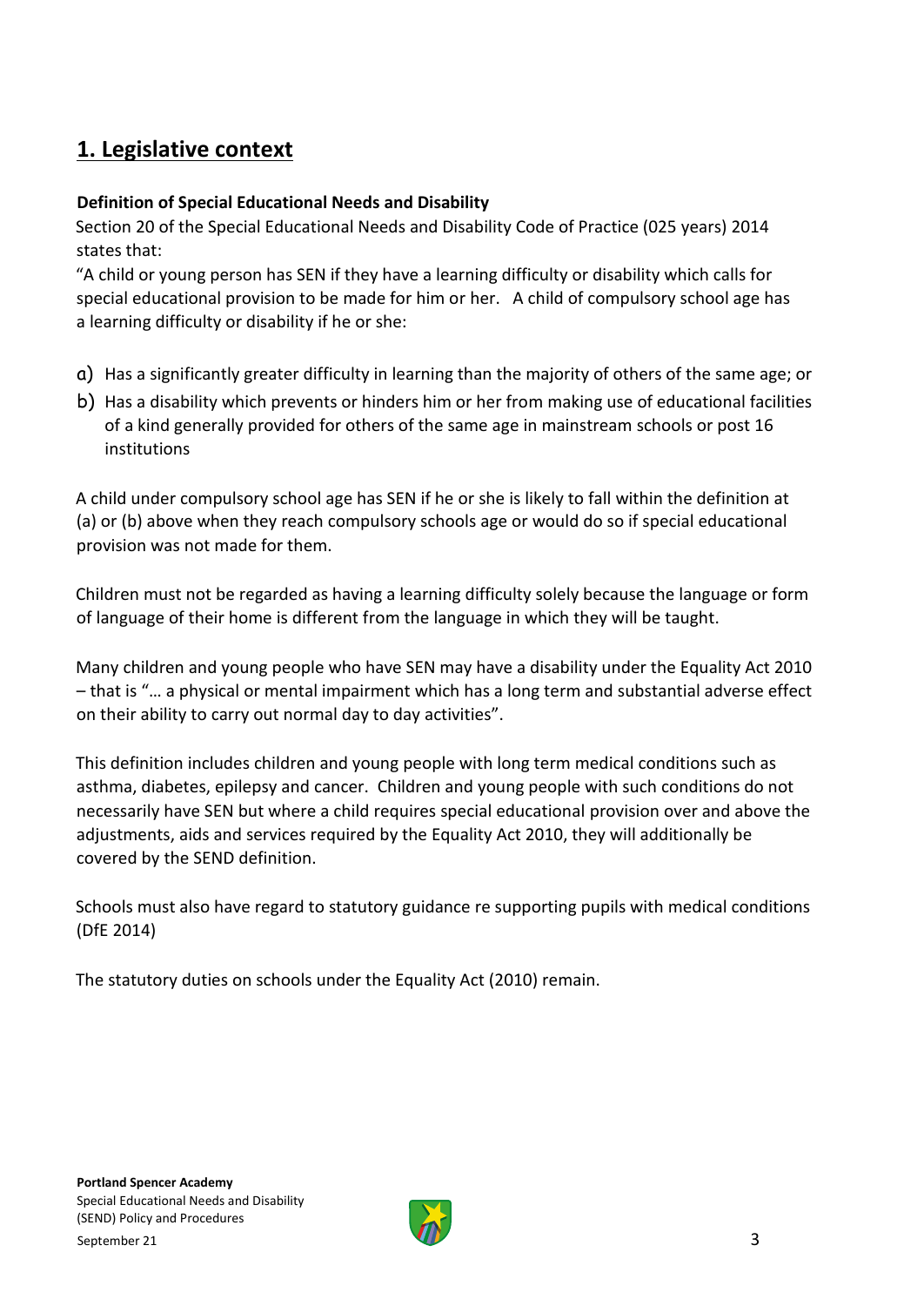## 1. Legislative context

**Definition of Special Educational Needs and Disability**

Section 20 of the Special Educational Needs and Disability Code of Practice (025 years) 2014 states that:

"A child or young person has SEN if they have a learning difficulty or disability which calls for special educational provision to be made for him or her. A child of compulsory school age has a learning difficulty or disability if he or she:

a) Has a significantly greater difficulty in learning than the majority of others of the same age; or
b) Has a disability which prevents or hinders him or her from making use of educational facilities of a kind generally provided for others of the same age in mainstream schools or post 16 institutions

A child under compulsory school age has SEN if he or she is likely to fall within the definition at (a) or (b) above when they reach compulsory schools age or would do so if special educational provision was not made for them.

Children must not be regarded as having a learning difficulty solely because the language or form of language of their home is different from the language in which they will be taught.

Many children and young people who have SEN may have a disability under the Equality Act 2010 – that is "… a physical or mental impairment which has a long term and substantial adverse effect on their ability to carry out normal day to day activities".

This definition includes children and young people with long term medical conditions such as asthma, diabetes, epilepsy and cancer. Children and young people with such conditions do not necessarily have SEN but where a child requires special educational provision over and above the adjustments, aids and services required by the Equality Act 2010, they will additionally be covered by the SEND definition.

Schools must also have regard to statutory guidance re supporting pupils with medical conditions (DfE 2014)

The statutory duties on schools under the Equality Act (2010) remain.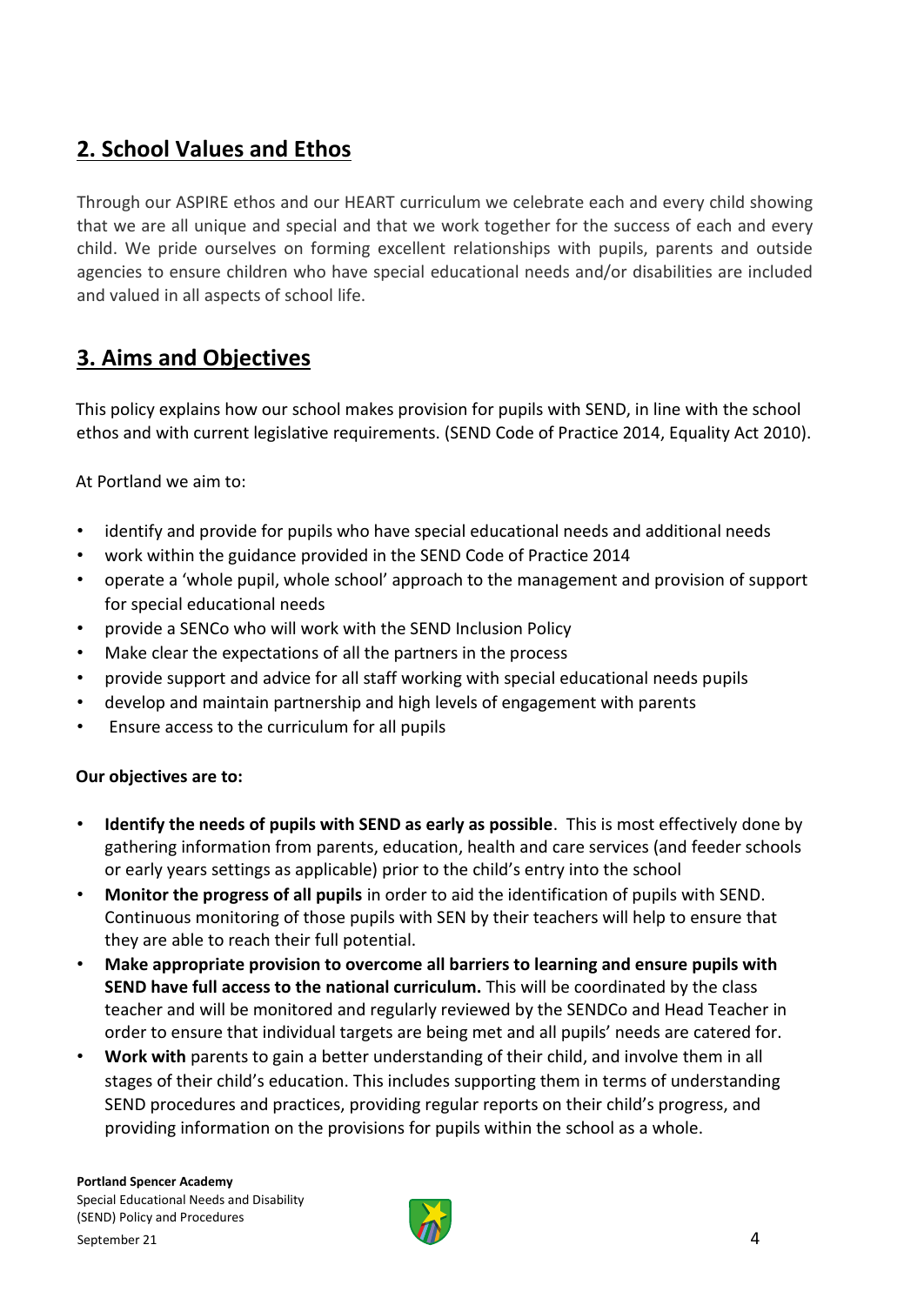## 2. School Values and Ethos

Through our ASPIRE ethos and our HEART curriculum we celebrate each and every child showing that we are all unique and special and that we work together for the success of each and every child. We pride ourselves on forming excellent relationships with pupils, parents and outside agencies to ensure children who have special educational needs and/or disabilities are included and valued in all aspects of school life.

## 3. Aims and Objectives

This policy explains how our school makes provision for pupils with SEND, in line with the school ethos and with current legislative requirements. (SEND Code of Practice 2014, Equality Act 2010).

At Portland we aim to:

- identify and provide for pupils who have special educational needs and additional needs
- work within the guidance provided in the SEND Code of Practice 2014
- operate a 'whole pupil, whole school' approach to the management and provision of support for special educational needs
- provide a SENCo who will work with the SEND Inclusion Policy
- Make clear the expectations of all the partners in the process
- provide support and advice for all staff working with special educational needs pupils
- develop and maintain partnership and high levels of engagement with parents
- Ensure access to the curriculum for all pupils

**Our objectives are to:**

- **Identify the needs of pupils with SEND as early as possible**. This is most effectively done by gathering information from parents, education, health and care services (and feeder schools or early years settings as applicable) prior to the child's entry into the school
- **Monitor the progress of all pupils** in order to aid the identification of pupils with SEND. Continuous monitoring of those pupils with SEN by their teachers will help to ensure that they are able to reach their full potential.
- **Make appropriate provision to overcome all barriers to learning and ensure pupils with SEND have full access to the national curriculum.** This will be coordinated by the class teacher and will be monitored and regularly reviewed by the SENDCo and Head Teacher in order to ensure that individual targets are being met and all pupils' needs are catered for.
- **Work with** parents to gain a better understanding of their child, and involve them in all stages of their child's education. This includes supporting them in terms of understanding SEND procedures and practices, providing regular reports on their child's progress, and providing information on the provisions for pupils within the school as a whole.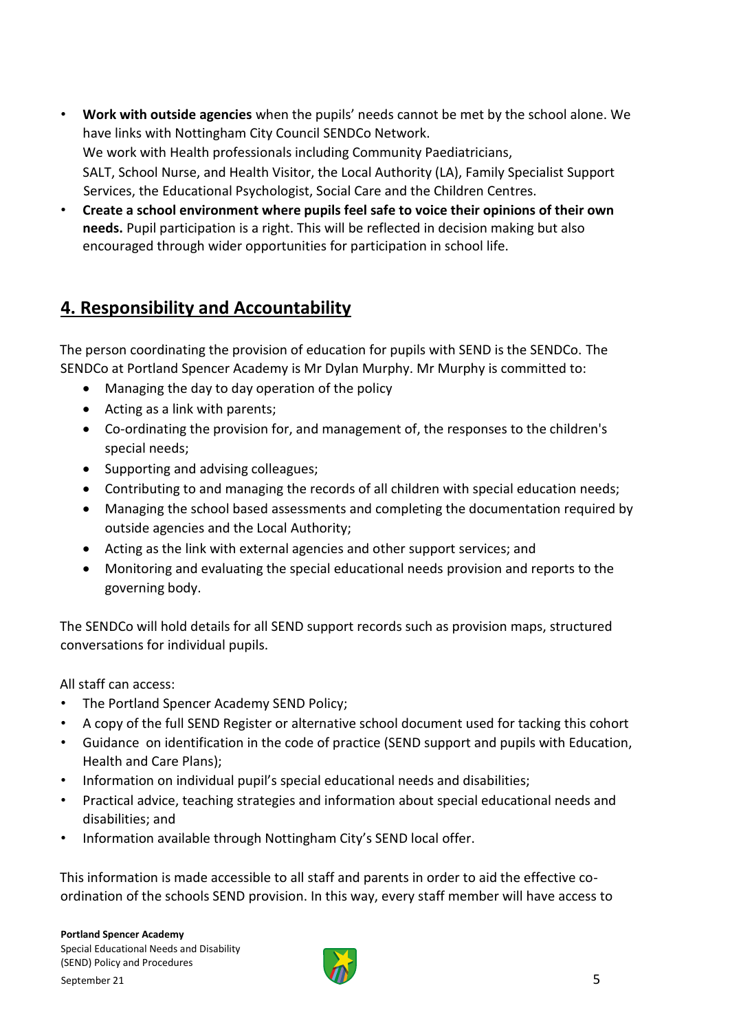- **Work with outside agencies** when the pupils' needs cannot be met by the school alone. We have links with Nottingham City Council SENDCo Network.
  We work with Health professionals including Community Paediatricians, SALT, School Nurse, and Health Visitor, the Local Authority (LA), Family Specialist Support Services, the Educational Psychologist, Social Care and the Children Centres.
- **Create a school environment where pupils feel safe to voice their opinions of their own needs.** Pupil participation is a right. This will be reflected in decision making but also encouraged through wider opportunities for participation in school life.

## 4. Responsibility and Accountability

The person coordinating the provision of education for pupils with SEND is the SENDCo. The SENDCo at Portland Spencer Academy is Mr Dylan Murphy. Mr Murphy is committed to:

- Managing the day to day operation of the policy
- Acting as a link with parents;
- Co-ordinating the provision for, and management of, the responses to the children's special needs;
- Supporting and advising colleagues;
- Contributing to and managing the records of all children with special education needs;
- Managing the school based assessments and completing the documentation required by outside agencies and the Local Authority;
- Acting as the link with external agencies and other support services; and
- Monitoring and evaluating the special educational needs provision and reports to the governing body.

The SENDCo will hold details for all SEND support records such as provision maps, structured conversations for individual pupils.

All staff can access:

- The Portland Spencer Academy SEND Policy;
- A copy of the full SEND Register or alternative school document used for tacking this cohort
- Guidance on identification in the code of practice (SEND support and pupils with Education, Health and Care Plans);
- Information on individual pupil's special educational needs and disabilities;
- Practical advice, teaching strategies and information about special educational needs and disabilities; and
- Information available through Nottingham City's SEND local offer.

This information is made accessible to all staff and parents in order to aid the effective co-ordination of the schools SEND provision. In this way, every staff member will have access to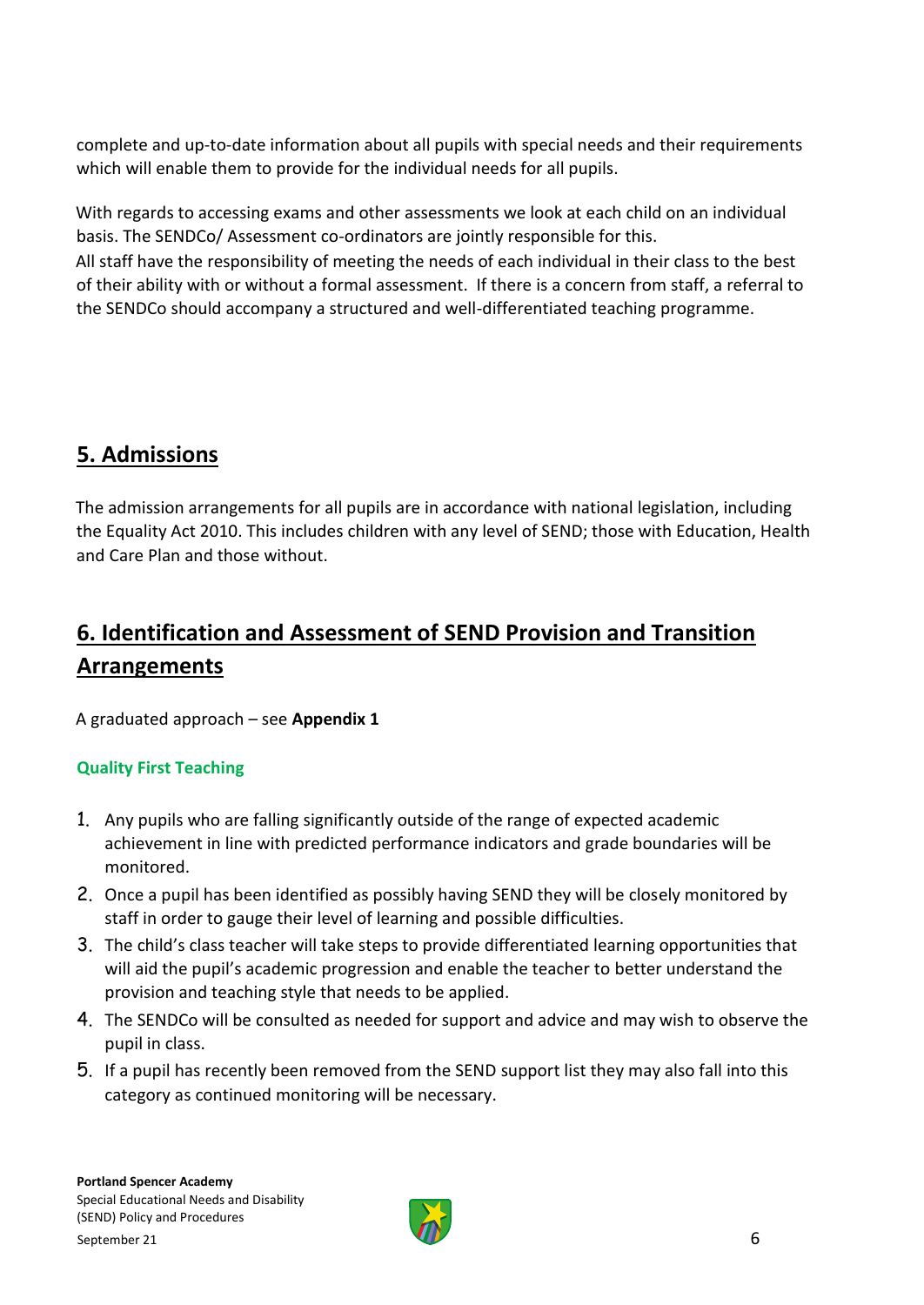complete and up-to-date information about all pupils with special needs and their requirements which will enable them to provide for the individual needs for all pupils.

With regards to accessing exams and other assessments we look at each child on an individual basis. The SENDCo/ Assessment co-ordinators are jointly responsible for this.
All staff have the responsibility of meeting the needs of each individual in their class to the best of their ability with or without a formal assessment. If there is a concern from staff, a referral to the SENDCo should accompany a structured and well-differentiated teaching programme.

## 5. Admissions

The admission arrangements for all pupils are in accordance with national legislation, including the Equality Act 2010. This includes children with any level of SEND; those with Education, Health and Care Plan and those without.

## 6. Identification and Assessment of SEND Provision and Transition Arrangements

A graduated approach – see **Appendix 1**

### Quality First Teaching

1. Any pupils who are falling significantly outside of the range of expected academic achievement in line with predicted performance indicators and grade boundaries will be monitored.
2. Once a pupil has been identified as possibly having SEND they will be closely monitored by staff in order to gauge their level of learning and possible difficulties.
3. The child's class teacher will take steps to provide differentiated learning opportunities that will aid the pupil's academic progression and enable the teacher to better understand the provision and teaching style that needs to be applied.
4. The SENDCo will be consulted as needed for support and advice and may wish to observe the pupil in class.
5. If a pupil has recently been removed from the SEND support list they may also fall into this category as continued monitoring will be necessary.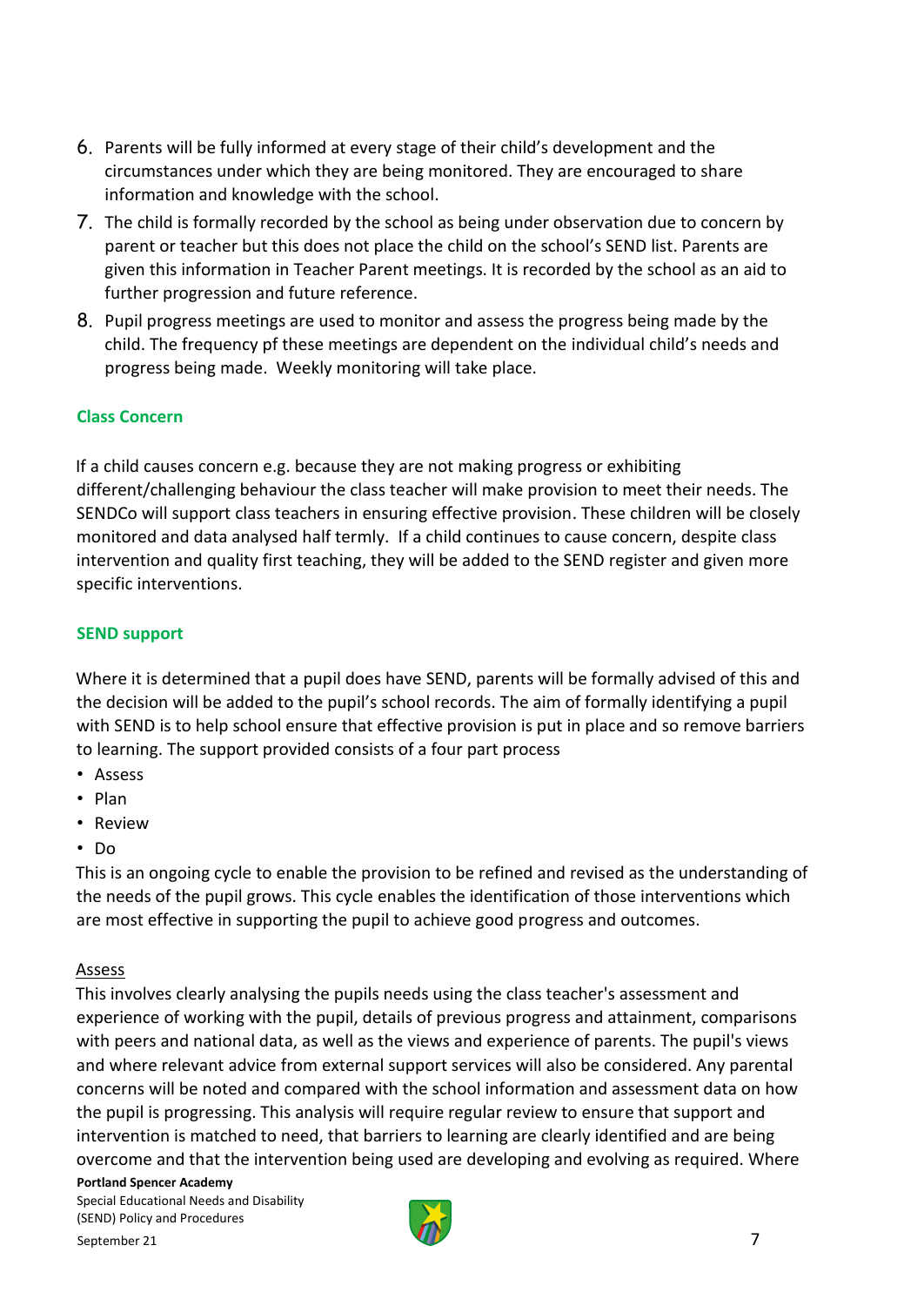6. Parents will be fully informed at every stage of their child's development and the circumstances under which they are being monitored. They are encouraged to share information and knowledge with the school.
7. The child is formally recorded by the school as being under observation due to concern by parent or teacher but this does not place the child on the school's SEND list. Parents are given this information in Teacher Parent meetings. It is recorded by the school as an aid to further progression and future reference.
8. Pupil progress meetings are used to monitor and assess the progress being made by the child. The frequency pf these meetings are dependent on the individual child's needs and progress being made. Weekly monitoring will take place.

### Class Concern

If a child causes concern e.g. because they are not making progress or exhibiting different/challenging behaviour the class teacher will make provision to meet their needs. The SENDCo will support class teachers in ensuring effective provision. These children will be closely monitored and data analysed half termly. If a child continues to cause concern, despite class intervention and quality first teaching, they will be added to the SEND register and given more specific interventions.

### SEND support

Where it is determined that a pupil does have SEND, parents will be formally advised of this and the decision will be added to the pupil's school records. The aim of formally identifying a pupil with SEND is to help school ensure that effective provision is put in place and so remove barriers to learning. The support provided consists of a four part process

- Assess
- Plan
- Review
- Do

This is an ongoing cycle to enable the provision to be refined and revised as the understanding of the needs of the pupil grows. This cycle enables the identification of those interventions which are most effective in supporting the pupil to achieve good progress and outcomes.

<u>Assess</u>

This involves clearly analysing the pupils needs using the class teacher's assessment and experience of working with the pupil, details of previous progress and attainment, comparisons with peers and national data, as well as the views and experience of parents. The pupil's views and where relevant advice from external support services will also be considered. Any parental concerns will be noted and compared with the school information and assessment data on how the pupil is progressing. This analysis will require regular review to ensure that support and intervention is matched to need, that barriers to learning are clearly identified and are being overcome and that the intervention being used are developing and evolving as required. Where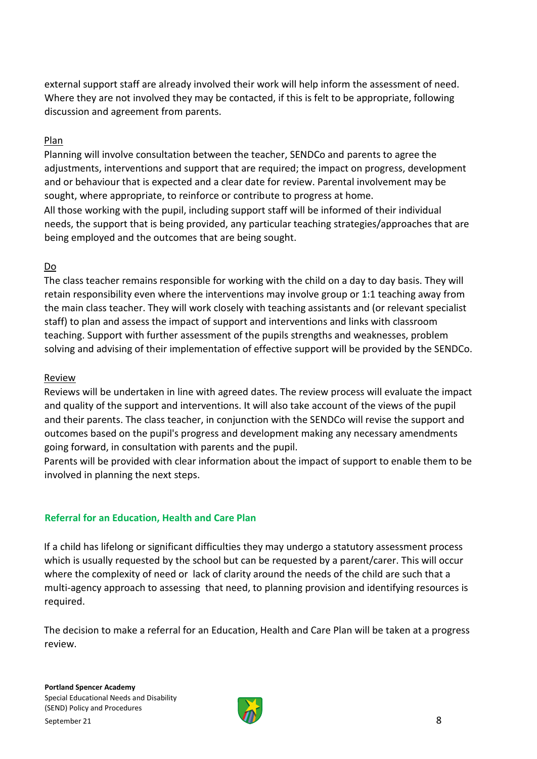external support staff are already involved their work will help inform the assessment of need. Where they are not involved they may be contacted, if this is felt to be appropriate, following discussion and agreement from parents.

Plan

Planning will involve consultation between the teacher, SENDCo and parents to agree the adjustments, interventions and support that are required; the impact on progress, development and or behaviour that is expected and a clear date for review. Parental involvement may be sought, where appropriate, to reinforce or contribute to progress at home.
All those working with the pupil, including support staff will be informed of their individual needs, the support that is being provided, any particular teaching strategies/approaches that are being employed and the outcomes that are being sought.

Do

The class teacher remains responsible for working with the child on a day to day basis. They will retain responsibility even where the interventions may involve group or 1:1 teaching away from the main class teacher. They will work closely with teaching assistants and (or relevant specialist staff) to plan and assess the impact of support and interventions and links with classroom teaching. Support with further assessment of the pupils strengths and weaknesses, problem solving and advising of their implementation of effective support will be provided by the SENDCo.

Review

Reviews will be undertaken in line with agreed dates. The review process will evaluate the impact and quality of the support and interventions. It will also take account of the views of the pupil and their parents. The class teacher, in conjunction with the SENDCo will revise the support and outcomes based on the pupil's progress and development making any necessary amendments going forward, in consultation with parents and the pupil.
Parents will be provided with clear information about the impact of support to enable them to be involved in planning the next steps.

## Referral for an Education, Health and Care Plan

If a child has lifelong or significant difficulties they may undergo a statutory assessment process which is usually requested by the school but can be requested by a parent/carer. This will occur where the complexity of need or lack of clarity around the needs of the child are such that a multi-agency approach to assessing that need, to planning provision and identifying resources is required.

The decision to make a referral for an Education, Health and Care Plan will be taken at a progress review.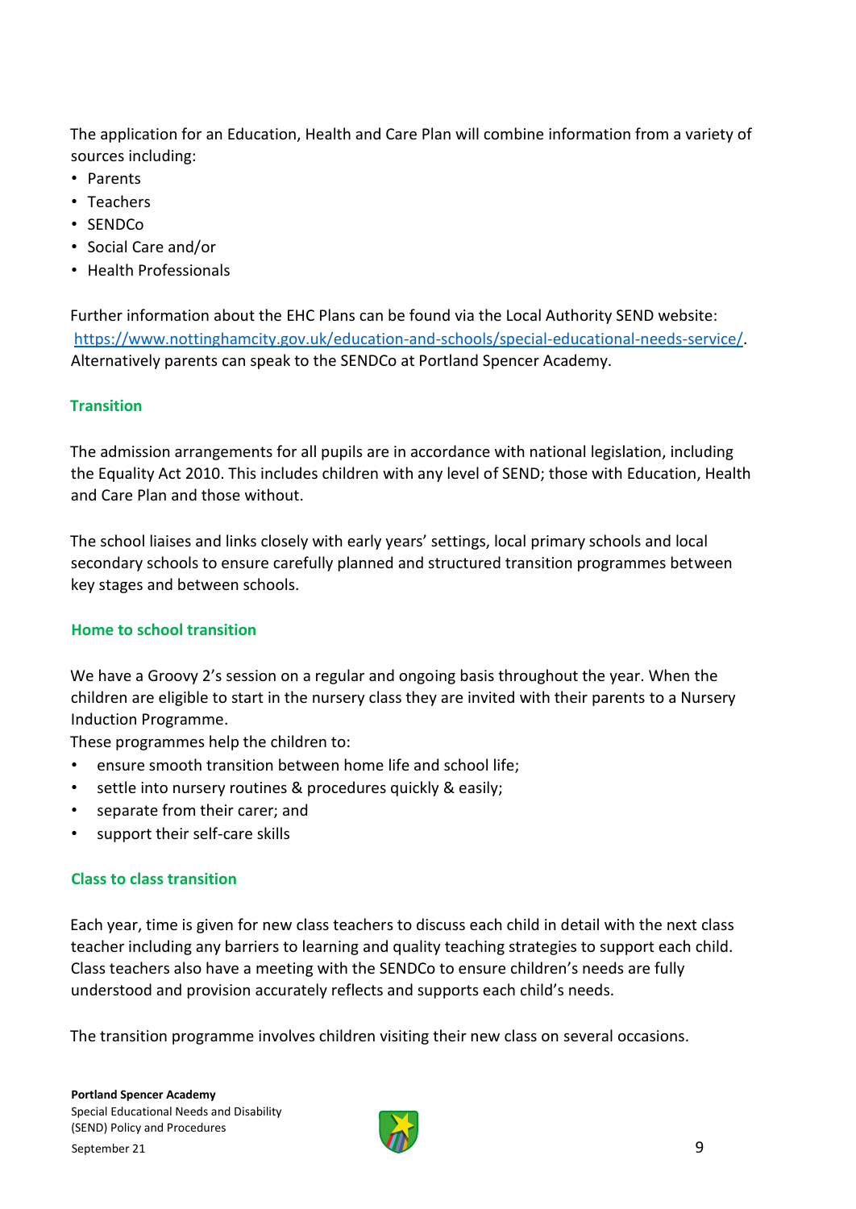The application for an Education, Health and Care Plan will combine information from a variety of sources including:

- Parents
- Teachers
- SENDCo
- Social Care and/or
- Health Professionals

Further information about the EHC Plans can be found via the Local Authority SEND website: [https://www.nottinghamcity.gov.uk/education-and-schools/special-educational-needs-service/](https://www.nottinghamcity.gov.uk/education-and-schools/special-educational-needs-service/). Alternatively parents can speak to the SENDCo at Portland Spencer Academy.

## Transition

The admission arrangements for all pupils are in accordance with national legislation, including the Equality Act 2010. This includes children with any level of SEND; those with Education, Health and Care Plan and those without.

The school liaises and links closely with early years' settings, local primary schools and local secondary schools to ensure carefully planned and structured transition programmes between key stages and between schools.

### Home to school transition

We have a Groovy 2's session on a regular and ongoing basis throughout the year. When the children are eligible to start in the nursery class they are invited with their parents to a Nursery Induction Programme.

These programmes help the children to:

- ensure smooth transition between home life and school life;
- settle into nursery routines & procedures quickly & easily;
- separate from their carer; and
- support their self-care skills

### Class to class transition

Each year, time is given for new class teachers to discuss each child in detail with the next class teacher including any barriers to learning and quality teaching strategies to support each child. Class teachers also have a meeting with the SENDCo to ensure children's needs are fully understood and provision accurately reflects and supports each child's needs.

The transition programme involves children visiting their new class on several occasions.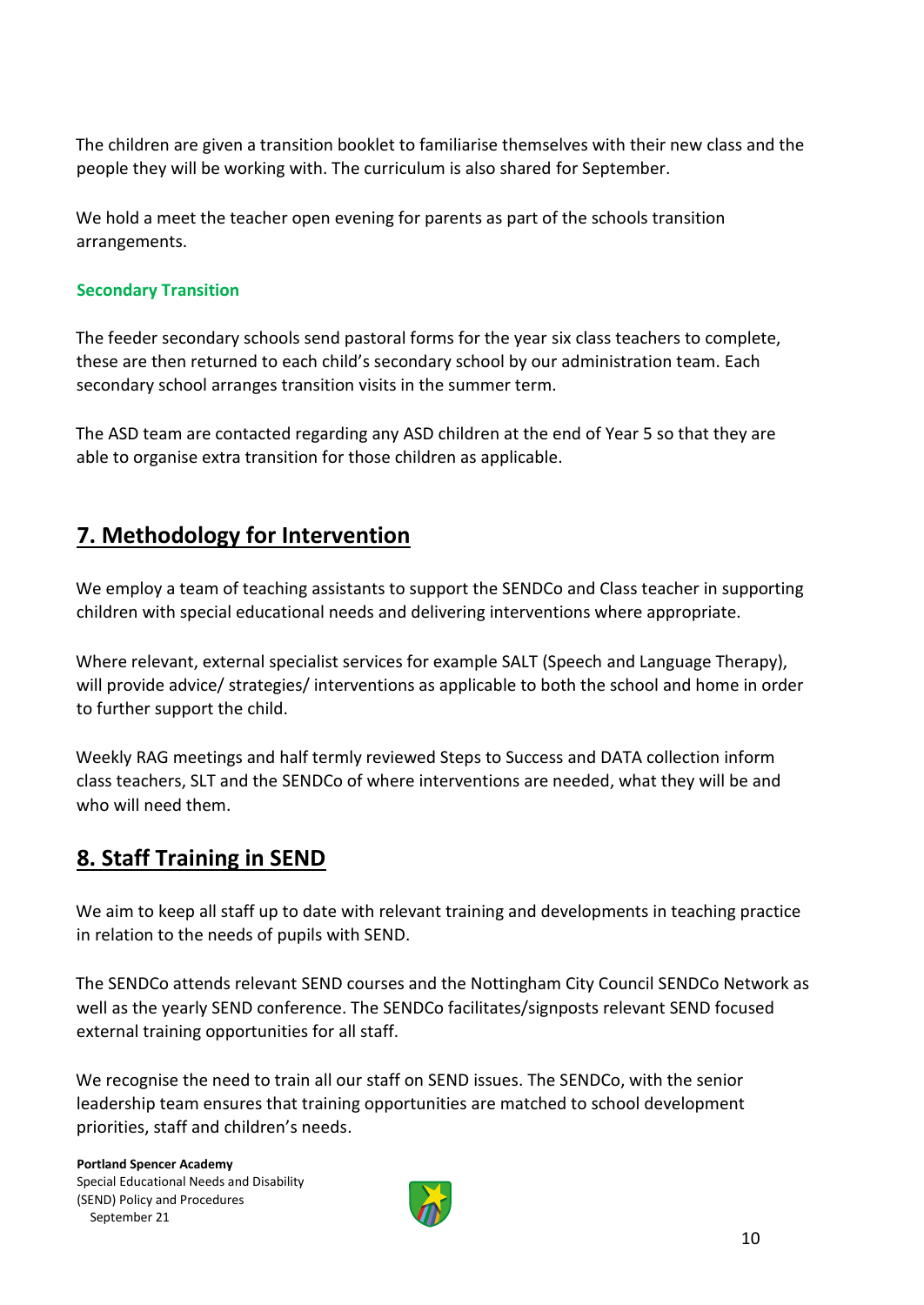The children are given a transition booklet to familiarise themselves with their new class and the people they will be working with. The curriculum is also shared for September.

We hold a meet the teacher open evening for parents as part of the schools transition arrangements.

### Secondary Transition

The feeder secondary schools send pastoral forms for the year six class teachers to complete, these are then returned to each child's secondary school by our administration team. Each secondary school arranges transition visits in the summer term.

The ASD team are contacted regarding any ASD children at the end of Year 5 so that they are able to organise extra transition for those children as applicable.

## 7. Methodology for Intervention

We employ a team of teaching assistants to support the SENDCo and Class teacher in supporting children with special educational needs and delivering interventions where appropriate.

Where relevant, external specialist services for example SALT (Speech and Language Therapy), will provide advice/ strategies/ interventions as applicable to both the school and home in order to further support the child.

Weekly RAG meetings and half termly reviewed Steps to Success and DATA collection inform class teachers, SLT and the SENDCo of where interventions are needed, what they will be and who will need them.

## 8. Staff Training in SEND

We aim to keep all staff up to date with relevant training and developments in teaching practice in relation to the needs of pupils with SEND.

The SENDCo attends relevant SEND courses and the Nottingham City Council SENDCo Network as well as the yearly SEND conference. The SENDCo facilitates/signposts relevant SEND focused external training opportunities for all staff.

We recognise the need to train all our staff on SEND issues. The SENDCo, with the senior leadership team ensures that training opportunities are matched to school development priorities, staff and children's needs.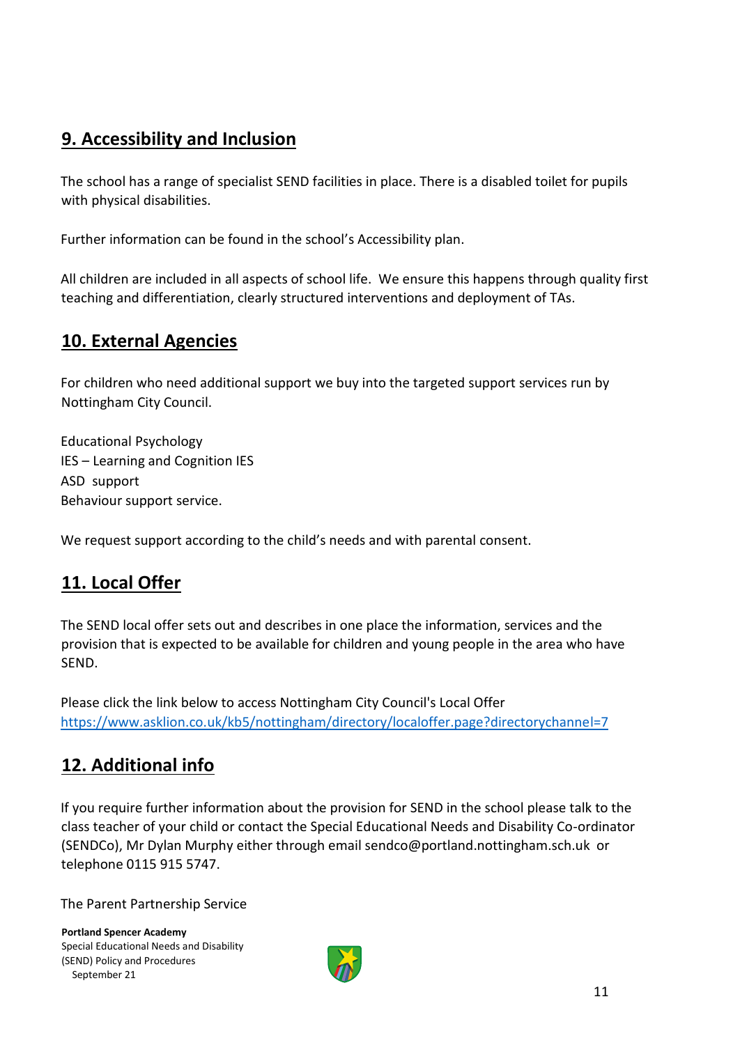## 9. Accessibility and Inclusion

The school has a range of specialist SEND facilities in place. There is a disabled toilet for pupils with physical disabilities.

Further information can be found in the school's Accessibility plan.

All children are included in all aspects of school life. We ensure this happens through quality first teaching and differentiation, clearly structured interventions and deployment of TAs.

## 10. External Agencies

For children who need additional support we buy into the targeted support services run by Nottingham City Council.

Educational Psychology
IES – Learning and Cognition IES
ASD support
Behaviour support service.

We request support according to the child's needs and with parental consent.

## 11. Local Offer

The SEND local offer sets out and describes in one place the information, services and the provision that is expected to be available for children and young people in the area who have SEND.

Please click the link below to access Nottingham City Council's Local Offer
https://www.asklion.co.uk/kb5/nottingham/directory/localoffer.page?directorychannel=7

## 12. Additional info

If you require further information about the provision for SEND in the school please talk to the class teacher of your child or contact the Special Educational Needs and Disability Co-ordinator (SENDCo), Mr Dylan Murphy either through email sendco@portland.nottingham.sch.uk or telephone 0115 915 5747.

The Parent Partnership Service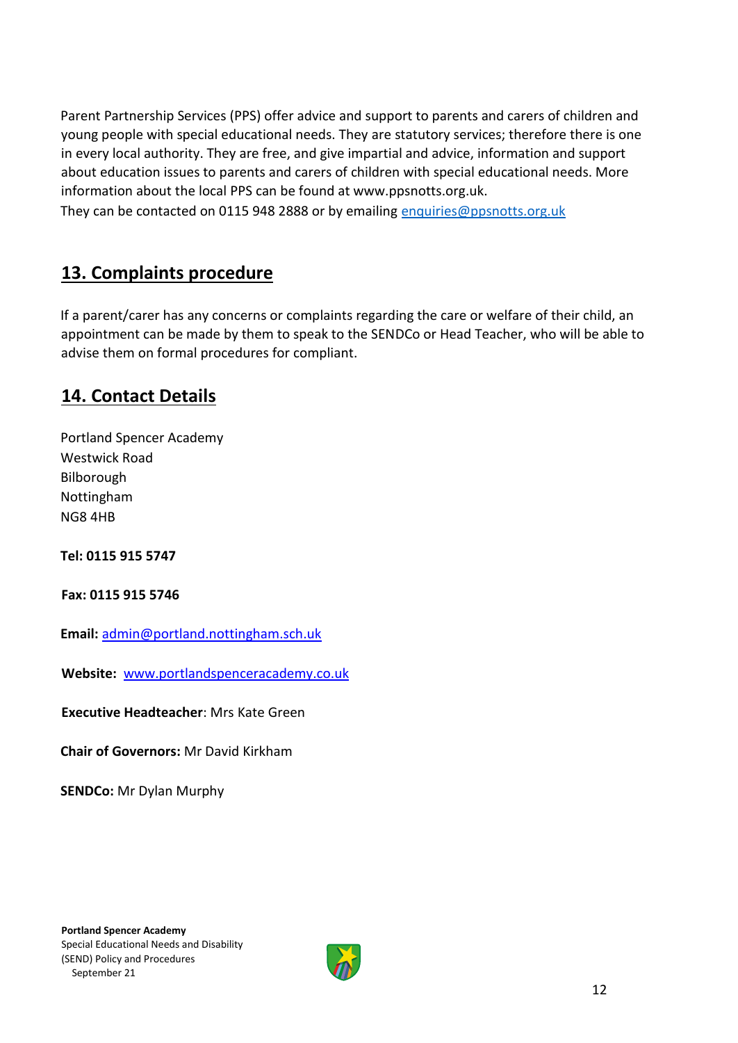Parent Partnership Services (PPS) offer advice and support to parents and carers of children and young people with special educational needs. They are statutory services; therefore there is one in every local authority. They are free, and give impartial and advice, information and support about education issues to parents and carers of children with special educational needs. More information about the local PPS can be found at www.ppsnotts.org.uk.
They can be contacted on 0115 948 2888 or by emailing enquiries@ppsnotts.org.uk

## 13. Complaints procedure

If a parent/carer has any concerns or complaints regarding the care or welfare of their child, an appointment can be made by them to speak to the SENDCo or Head Teacher, who will be able to advise them on formal procedures for compliant.

## 14. Contact Details

Portland Spencer Academy
Westwick Road
Bilborough
Nottingham
NG8 4HB

**Tel: 0115 915 5747**

**Fax: 0115 915 5746**

**Email:** admin@portland.nottingham.sch.uk

**Website:** www.portlandspenceracademy.co.uk

**Executive Headteacher**: Mrs Kate Green

**Chair of Governors:** Mr David Kirkham

**SENDCo:** Mr Dylan Murphy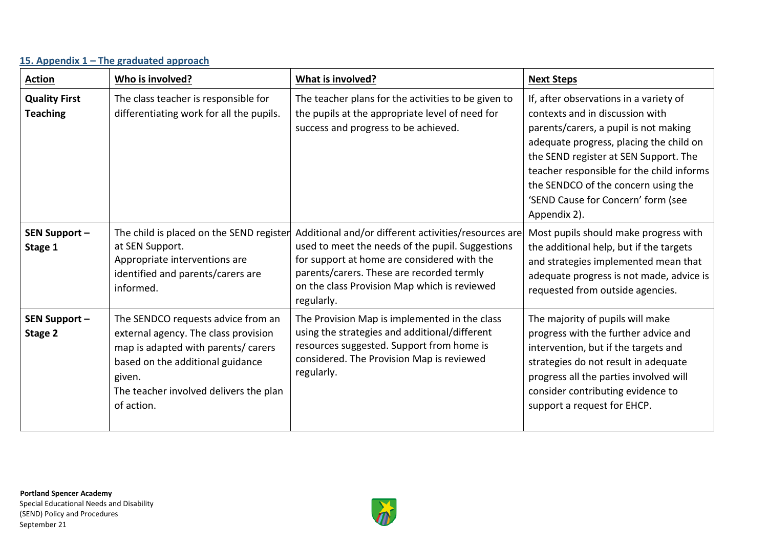## 15. Appendix 1 – The graduated approach

| Action | Who is involved? | What is involved? | Next Steps |
|---|---|---|---|
| **Quality First Teaching** | The class teacher is responsible for differentiating work for all the pupils. | The teacher plans for the activities to be given to the pupils at the appropriate level of need for success and progress to be achieved. | If, after observations in a variety of contexts and in discussion with parents/carers, a pupil is not making adequate progress, placing the child on the SEND register at SEN Support. The teacher responsible for the child informs the SENDCO of the concern using the 'SEND Cause for Concern' form (see Appendix 2). |
| **SEN Support – Stage 1** | The child is placed on the SEND register at SEN Support. Appropriate interventions are identified and parents/carers are informed. | Additional and/or different activities/resources are used to meet the needs of the pupil. Suggestions for support at home are considered with the parents/carers. These are recorded termly on the class Provision Map which is reviewed regularly. | Most pupils should make progress with the additional help, but if the targets and strategies implemented mean that adequate progress is not made, advice is requested from outside agencies. |
| **SEN Support – Stage 2** | The SENDCO requests advice from an external agency. The class provision map is adapted with parents/ carers based on the additional guidance given. The teacher involved delivers the plan of action. | The Provision Map is implemented in the class using the strategies and additional/different resources suggested. Support from home is considered. The Provision Map is reviewed regularly. | The majority of pupils will make progress with the further advice and intervention, but if the targets and strategies do not result in adequate progress all the parties involved will consider contributing evidence to support a request for EHCP. |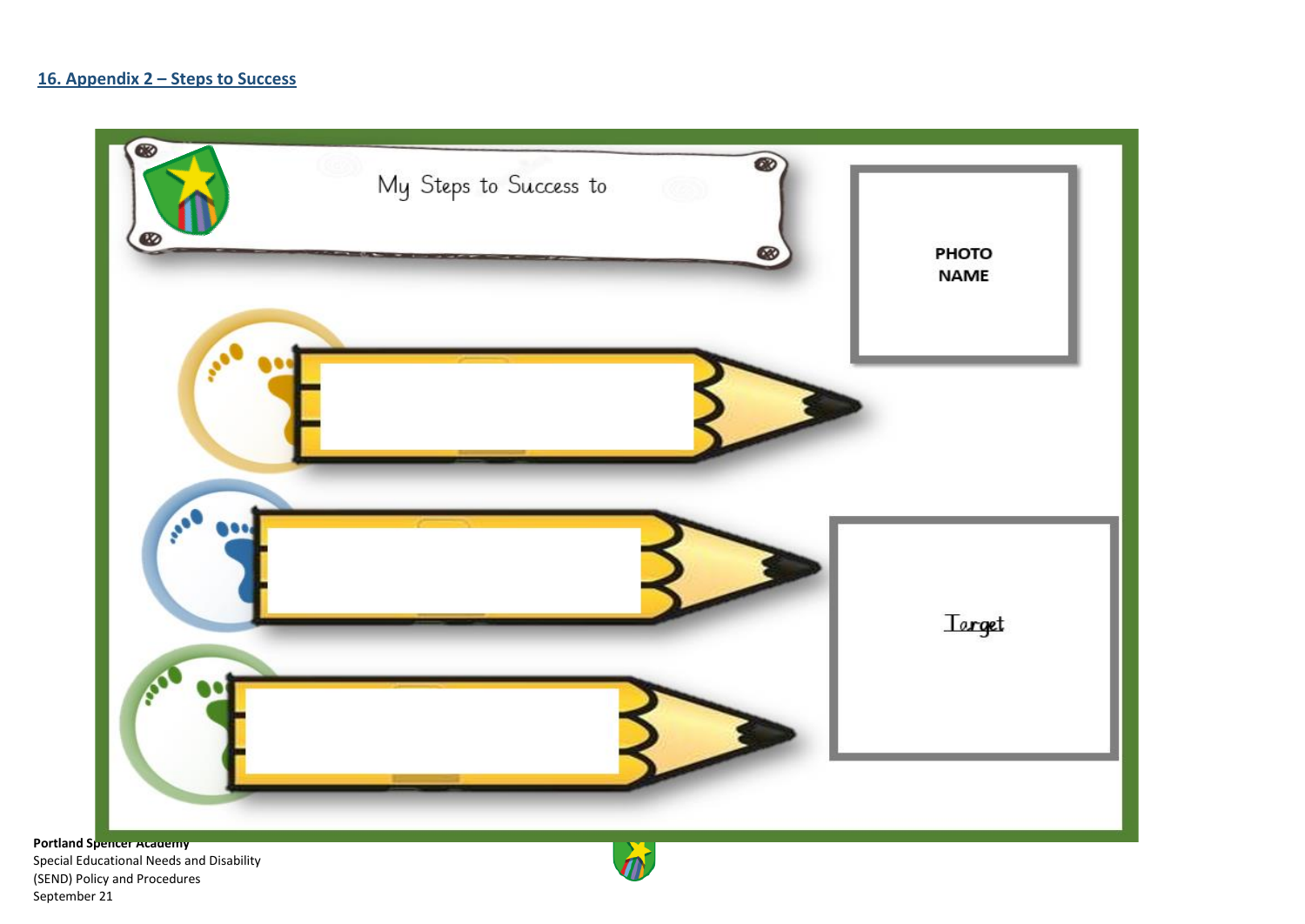## 16. Appendix 2 – Steps to Success

My Steps to Success to

PHOTO
NAME

Target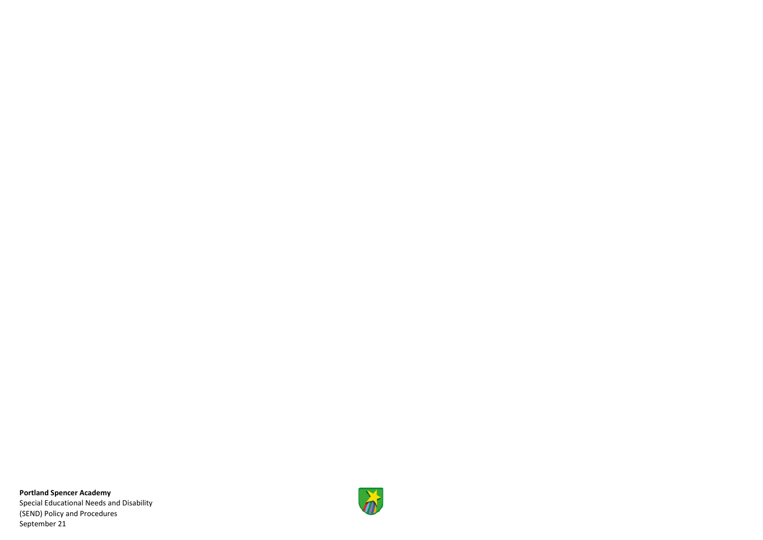**Portland Spencer Academy**
Special Educational Needs and Disability (SEND) Policy and Procedures
September 21